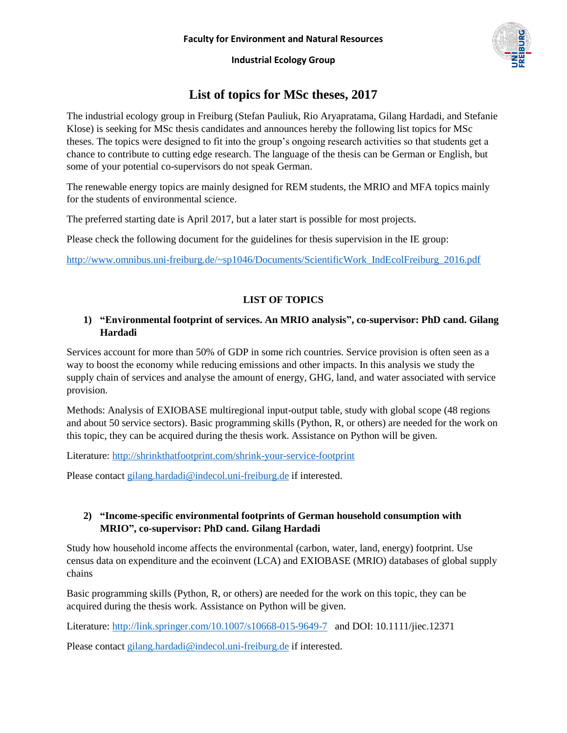**Faculty for Environment and Natural Resources**

**Industrial Ecology Group**

# List of topics for MSc theses, 2017

The industrial ecology group in Freiburg (Stefan Pauliuk, Rio Aryapratama, Gilang Hardadi, and Stefanie Klose) is seeking for MSc thesis candidates and announces hereby the following list topics for MSc theses. The topics were designed to fit into the group's ongoing research activities so that students get a chance to contribute to cutting edge research. The language of the thesis can be German or English, but some of your potential co-supervisors do not speak German.

The renewable energy topics are mainly designed for REM students, the MRIO and MFA topics mainly for the students of environmental science.

The preferred starting date is April 2017, but a later start is possible for most projects.

Please check the following document for the guidelines for thesis supervision in the IE group:

http://www.omnibus.uni-freiburg.de/~sp1046/Documents/ScientificWork_IndEcolFreiburg_2016.pdf

## LIST OF TOPICS

### 1) "Environmental footprint of services. An MRIO analysis", co-supervisor: PhD cand. Gilang Hardadi

Services account for more than 50% of GDP in some rich countries. Service provision is often seen as a way to boost the economy while reducing emissions and other impacts. In this analysis we study the supply chain of services and analyse the amount of energy, GHG, land, and water associated with service provision.

Methods: Analysis of EXIOBASE multiregional input-output table, study with global scope (48 regions and about 50 service sectors). Basic programming skills (Python, R, or others) are needed for the work on this topic, they can be acquired during the thesis work. Assistance on Python will be given.

Literature: http://shrinkthatfootprint.com/shrink-your-service-footprint

Please contact gilang.hardadi@indecol.uni-freiburg.de if interested.

### 2) "Income-specific environmental footprints of German household consumption with MRIO", co-supervisor: PhD cand. Gilang Hardadi

Study how household income affects the environmental (carbon, water, land, energy) footprint. Use census data on expenditure and the ecoinvent (LCA) and EXIOBASE (MRIO) databases of global supply chains

Basic programming skills (Python, R, or others) are needed for the work on this topic, they can be acquired during the thesis work. Assistance on Python will be given.

Literature: http://link.springer.com/10.1007/s10668-015-9649-7 and DOI: 10.1111/jiec.12371

Please contact gilang.hardadi@indecol.uni-freiburg.de if interested.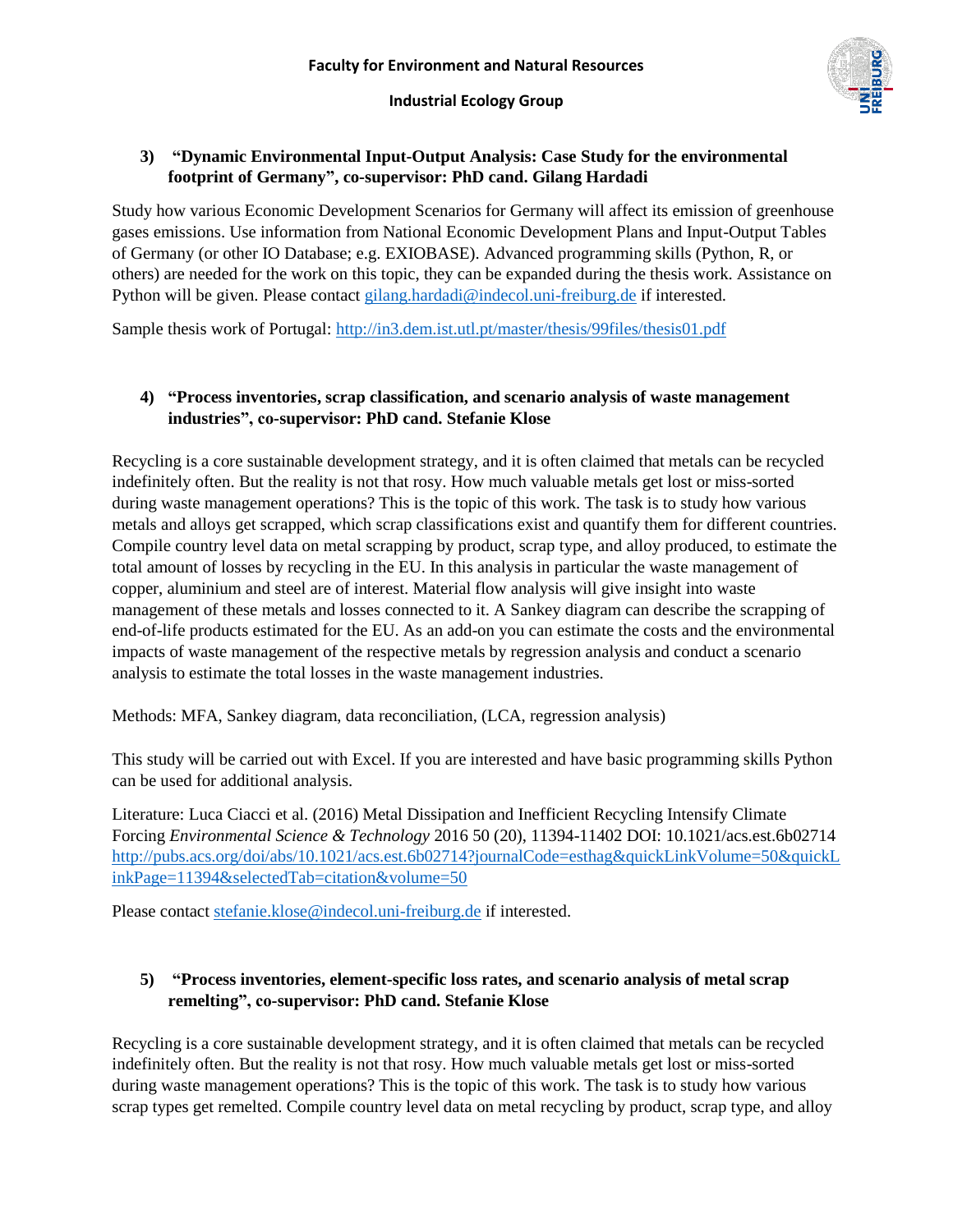### 3) "Dynamic Environmental Input-Output Analysis: Case Study for the environmental footprint of Germany", co-supervisor: PhD cand. Gilang Hardadi

Study how various Economic Development Scenarios for Germany will affect its emission of greenhouse gases emissions. Use information from National Economic Development Plans and Input-Output Tables of Germany (or other IO Database; e.g. EXIOBASE). Advanced programming skills (Python, R, or others) are needed for the work on this topic, they can be expanded during the thesis work. Assistance on Python will be given. Please contact gilang.hardadi@indecol.uni-freiburg.de if interested.

Sample thesis work of Portugal: http://in3.dem.ist.utl.pt/master/thesis/99files/thesis01.pdf

### 4) "Process inventories, scrap classification, and scenario analysis of waste management industries", co-supervisor: PhD cand. Stefanie Klose

Recycling is a core sustainable development strategy, and it is often claimed that metals can be recycled indefinitely often. But the reality is not that rosy. How much valuable metals get lost or miss-sorted during waste management operations? This is the topic of this work. The task is to study how various metals and alloys get scrapped, which scrap classifications exist and quantify them for different countries. Compile country level data on metal scrapping by product, scrap type, and alloy produced, to estimate the total amount of losses by recycling in the EU. In this analysis in particular the waste management of copper, aluminium and steel are of interest. Material flow analysis will give insight into waste management of these metals and losses connected to it. A Sankey diagram can describe the scrapping of end-of-life products estimated for the EU. As an add-on you can estimate the costs and the environmental impacts of waste management of the respective metals by regression analysis and conduct a scenario analysis to estimate the total losses in the waste management industries.

Methods: MFA, Sankey diagram, data reconciliation, (LCA, regression analysis)

This study will be carried out with Excel. If you are interested and have basic programming skills Python can be used for additional analysis.

Literature: Luca Ciacci et al. (2016) Metal Dissipation and Inefficient Recycling Intensify Climate Forcing *Environmental Science & Technology* 2016 50 (20), 11394-11402 DOI: 10.1021/acs.est.6b02714 http://pubs.acs.org/doi/abs/10.1021/acs.est.6b02714?journalCode=esthag&quickLinkVolume=50&quickLinkPage=11394&selectedTab=citation&volume=50

Please contact stefanie.klose@indecol.uni-freiburg.de if interested.

### 5) "Process inventories, element-specific loss rates, and scenario analysis of metal scrap remelting", co-supervisor: PhD cand. Stefanie Klose

Recycling is a core sustainable development strategy, and it is often claimed that metals can be recycled indefinitely often. But the reality is not that rosy. How much valuable metals get lost or miss-sorted during waste management operations? This is the topic of this work. The task is to study how various scrap types get remelted. Compile country level data on metal recycling by product, scrap type, and alloy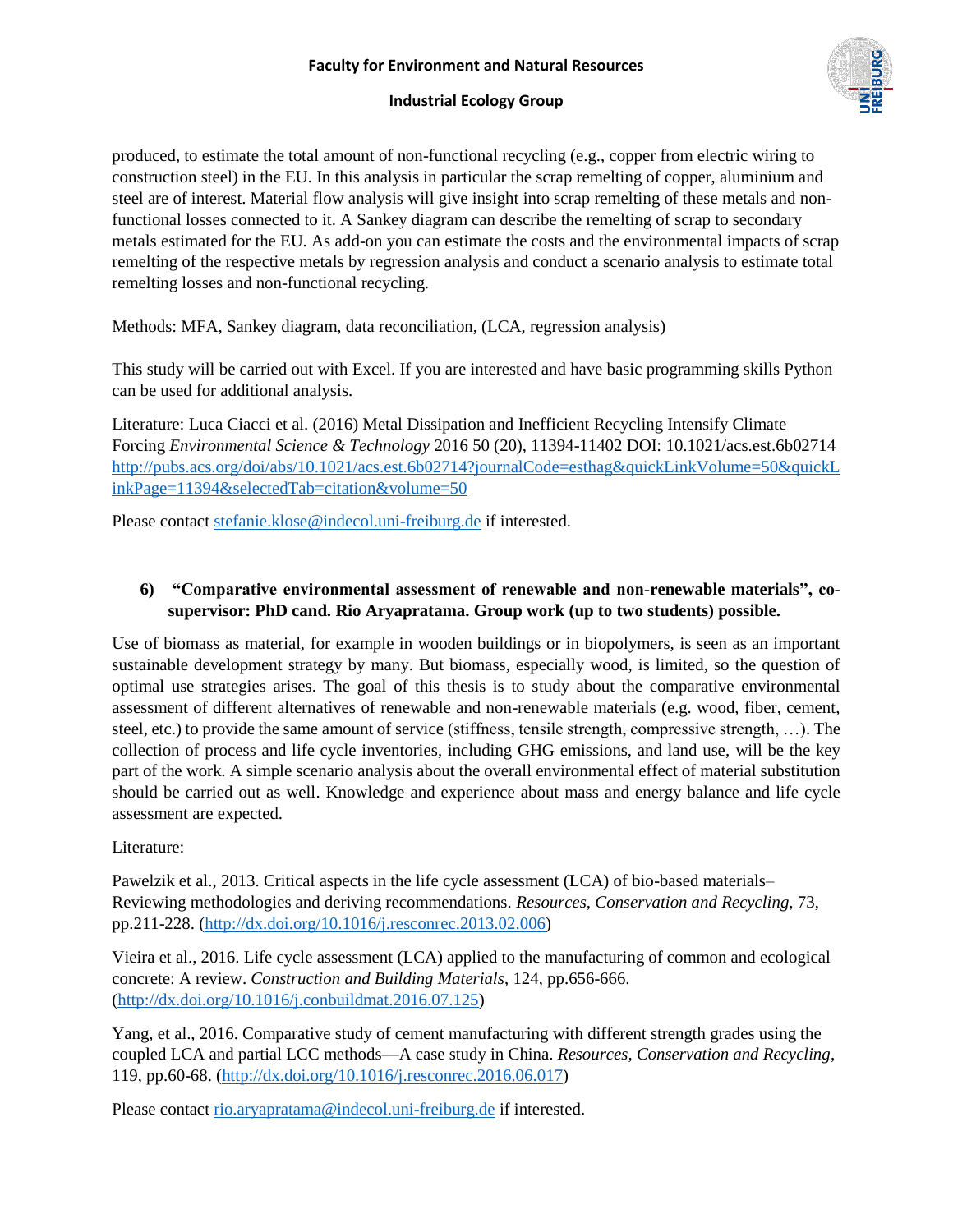produced, to estimate the total amount of non-functional recycling (e.g., copper from electric wiring to construction steel) in the EU. In this analysis in particular the scrap remelting of copper, aluminium and steel are of interest. Material flow analysis will give insight into scrap remelting of these metals and non-functional losses connected to it. A Sankey diagram can describe the remelting of scrap to secondary metals estimated for the EU. As add-on you can estimate the costs and the environmental impacts of scrap remelting of the respective metals by regression analysis and conduct a scenario analysis to estimate total remelting losses and non-functional recycling.

Methods: MFA, Sankey diagram, data reconciliation, (LCA, regression analysis)

This study will be carried out with Excel. If you are interested and have basic programming skills Python can be used for additional analysis.

Literature: Luca Ciacci et al. (2016) Metal Dissipation and Inefficient Recycling Intensify Climate Forcing *Environmental Science & Technology* 2016 50 (20), 11394-11402 DOI: 10.1021/acs.est.6b02714 http://pubs.acs.org/doi/abs/10.1021/acs.est.6b02714?journalCode=esthag&quickLinkVolume=50&quickLinkPage=11394&selectedTab=citation&volume=50

Please contact stefanie.klose@indecol.uni-freiburg.de if interested.

### 6) "Comparative environmental assessment of renewable and non-renewable materials", co-supervisor: PhD cand. Rio Aryapratama. Group work (up to two students) possible.

Use of biomass as material, for example in wooden buildings or in biopolymers, is seen as an important sustainable development strategy by many. But biomass, especially wood, is limited, so the question of optimal use strategies arises. The goal of this thesis is to study about the comparative environmental assessment of different alternatives of renewable and non-renewable materials (e.g. wood, fiber, cement, steel, etc.) to provide the same amount of service (stiffness, tensile strength, compressive strength, …). The collection of process and life cycle inventories, including GHG emissions, and land use, will be the key part of the work. A simple scenario analysis about the overall environmental effect of material substitution should be carried out as well. Knowledge and experience about mass and energy balance and life cycle assessment are expected.

Literature:

Pawelzik et al., 2013. Critical aspects in the life cycle assessment (LCA) of bio-based materials–Reviewing methodologies and deriving recommendations. *Resources, Conservation and Recycling*, 73, pp.211-228. (http://dx.doi.org/10.1016/j.resconrec.2013.02.006)

Vieira et al., 2016. Life cycle assessment (LCA) applied to the manufacturing of common and ecological concrete: A review. *Construction and Building Materials*, 124, pp.656-666. (http://dx.doi.org/10.1016/j.conbuildmat.2016.07.125)

Yang, et al., 2016. Comparative study of cement manufacturing with different strength grades using the coupled LCA and partial LCC methods—A case study in China. *Resources, Conservation and Recycling*, 119, pp.60-68. (http://dx.doi.org/10.1016/j.resconrec.2016.06.017)

Please contact rio.aryapratama@indecol.uni-freiburg.de if interested.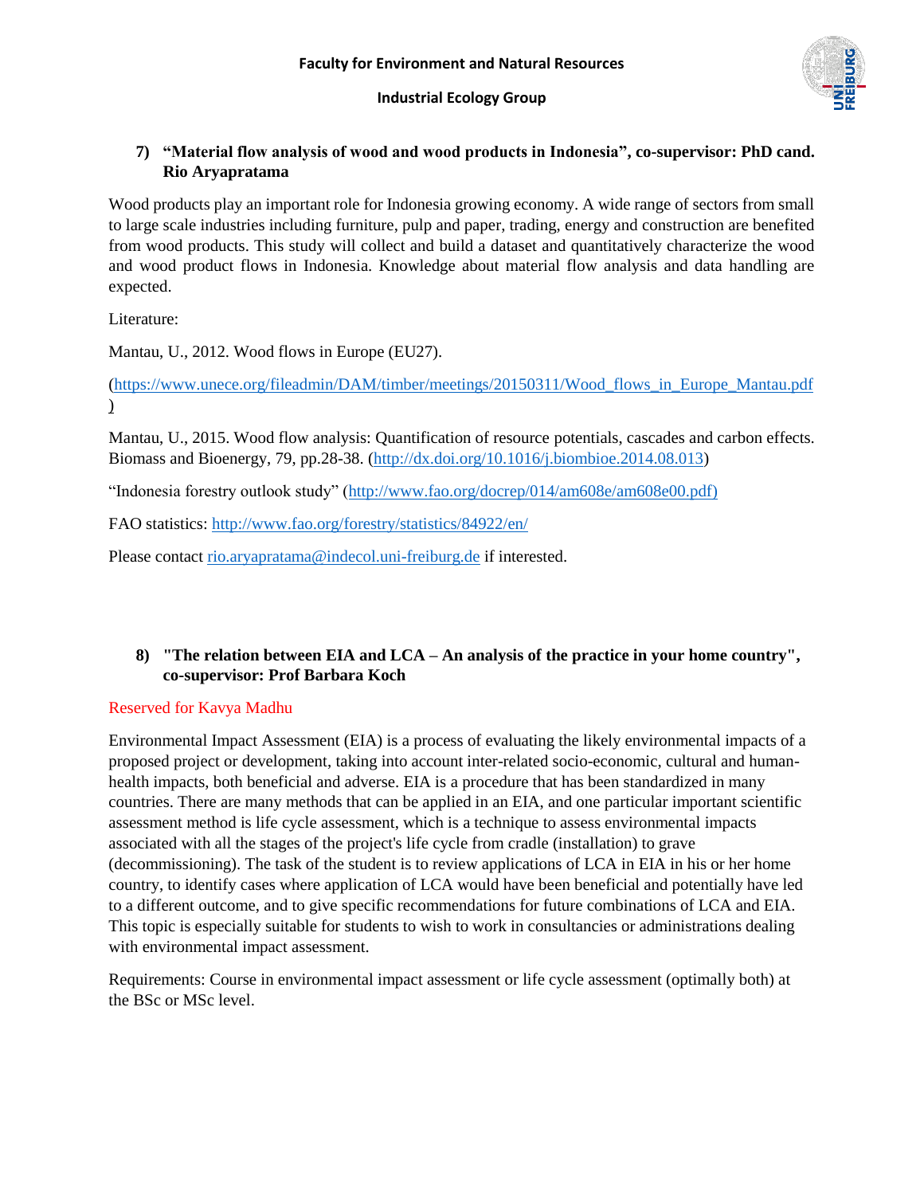### 7) "Material flow analysis of wood and wood products in Indonesia", co-supervisor: PhD cand. Rio Aryapratama

Wood products play an important role for Indonesia growing economy. A wide range of sectors from small to large scale industries including furniture, pulp and paper, trading, energy and construction are benefited from wood products. This study will collect and build a dataset and quantitatively characterize the wood and wood product flows in Indonesia. Knowledge about material flow analysis and data handling are expected.

Literature:

Mantau, U., 2012. Wood flows in Europe (EU27).

(https://www.unece.org/fileadmin/DAM/timber/meetings/20150311/Wood_flows_in_Europe_Mantau.pdf)

Mantau, U., 2015. Wood flow analysis: Quantification of resource potentials, cascades and carbon effects. Biomass and Bioenergy, 79, pp.28-38. (http://dx.doi.org/10.1016/j.biombioe.2014.08.013)

"Indonesia forestry outlook study" (http://www.fao.org/docrep/014/am608e/am608e00.pdf)

FAO statistics: http://www.fao.org/forestry/statistics/84922/en/

Please contact rio.aryapratama@indecol.uni-freiburg.de if interested.

### 8) "The relation between EIA and LCA – An analysis of the practice in your home country", co-supervisor: Prof Barbara Koch

Reserved for Kavya Madhu

Environmental Impact Assessment (EIA) is a process of evaluating the likely environmental impacts of a proposed project or development, taking into account inter-related socio-economic, cultural and human-health impacts, both beneficial and adverse. EIA is a procedure that has been standardized in many countries. There are many methods that can be applied in an EIA, and one particular important scientific assessment method is life cycle assessment, which is a technique to assess environmental impacts associated with all the stages of the project's life cycle from cradle (installation) to grave (decommissioning). The task of the student is to review applications of LCA in EIA in his or her home country, to identify cases where application of LCA would have been beneficial and potentially have led to a different outcome, and to give specific recommendations for future combinations of LCA and EIA. This topic is especially suitable for students to wish to work in consultancies or administrations dealing with environmental impact assessment.

Requirements: Course in environmental impact assessment or life cycle assessment (optimally both) at the BSc or MSc level.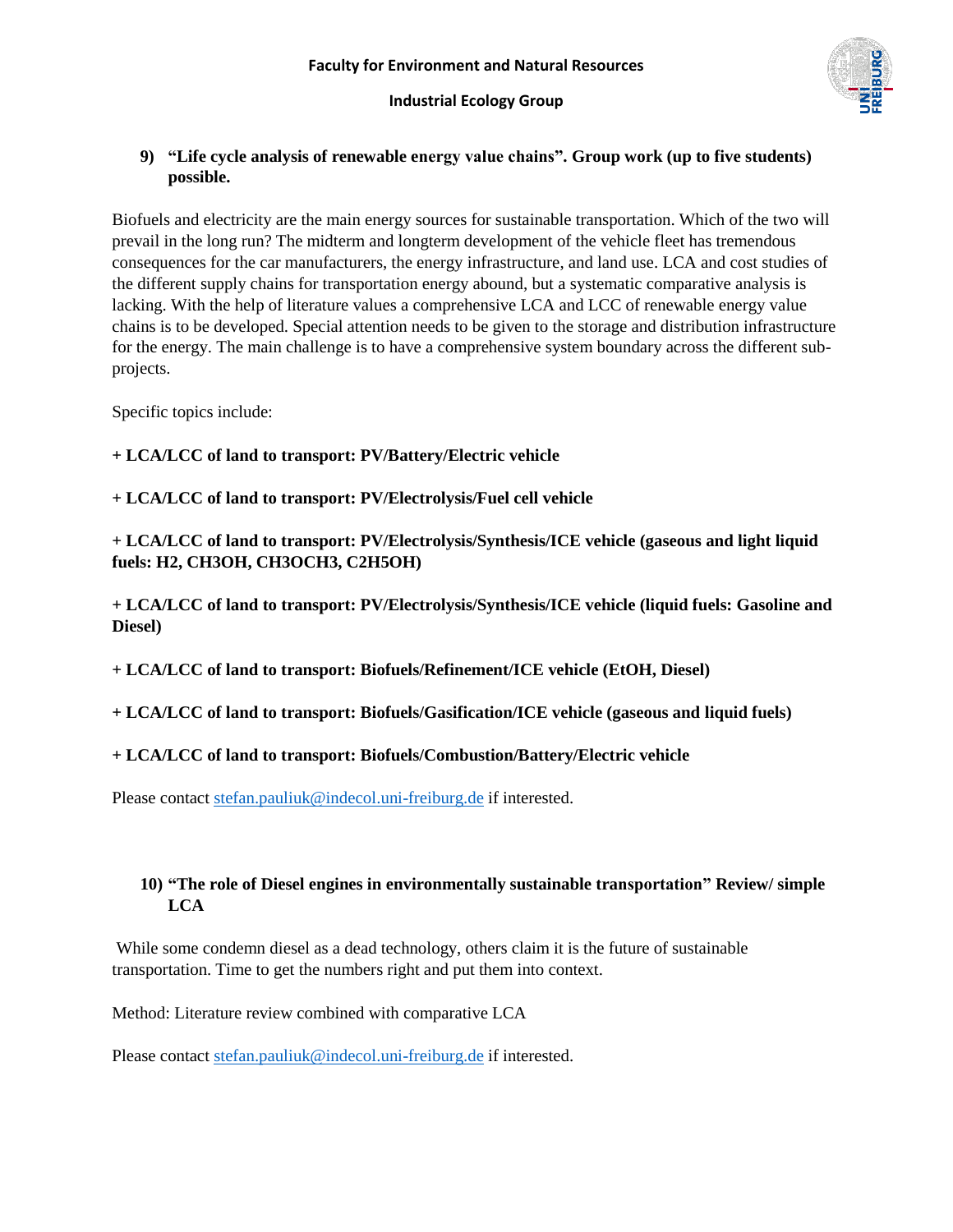**9) "Life cycle analysis of renewable energy value chains". Group work (up to five students) possible.**

Biofuels and electricity are the main energy sources for sustainable transportation. Which of the two will prevail in the long run? The midterm and longterm development of the vehicle fleet has tremendous consequences for the car manufacturers, the energy infrastructure, and land use. LCA and cost studies of the different supply chains for transportation energy abound, but a systematic comparative analysis is lacking. With the help of literature values a comprehensive LCA and LCC of renewable energy value chains is to be developed. Special attention needs to be given to the storage and distribution infrastructure for the energy. The main challenge is to have a comprehensive system boundary across the different sub-projects.

Specific topics include:

**+ LCA/LCC of land to transport: PV/Battery/Electric vehicle**

**+ LCA/LCC of land to transport: PV/Electrolysis/Fuel cell vehicle**

**+ LCA/LCC of land to transport: PV/Electrolysis/Synthesis/ICE vehicle (gaseous and light liquid fuels: $H_2$, $CH_3OH$, $CH_3OCH_3$, $C_2H_5OH$)**

**+ LCA/LCC of land to transport: PV/Electrolysis/Synthesis/ICE vehicle (liquid fuels: Gasoline and Diesel)**

**+ LCA/LCC of land to transport: Biofuels/Refinement/ICE vehicle (EtOH, Diesel)**

**+ LCA/LCC of land to transport: Biofuels/Gasification/ICE vehicle (gaseous and liquid fuels)**

**+ LCA/LCC of land to transport: Biofuels/Combustion/Battery/Electric vehicle**

Please contact stefan.pauliuk@indecol.uni-freiburg.de if interested.

**10) "The role of Diesel engines in environmentally sustainable transportation" Review/ simple LCA**

While some condemn diesel as a dead technology, others claim it is the future of sustainable transportation. Time to get the numbers right and put them into context.

Method: Literature review combined with comparative LCA

Please contact stefan.pauliuk@indecol.uni-freiburg.de if interested.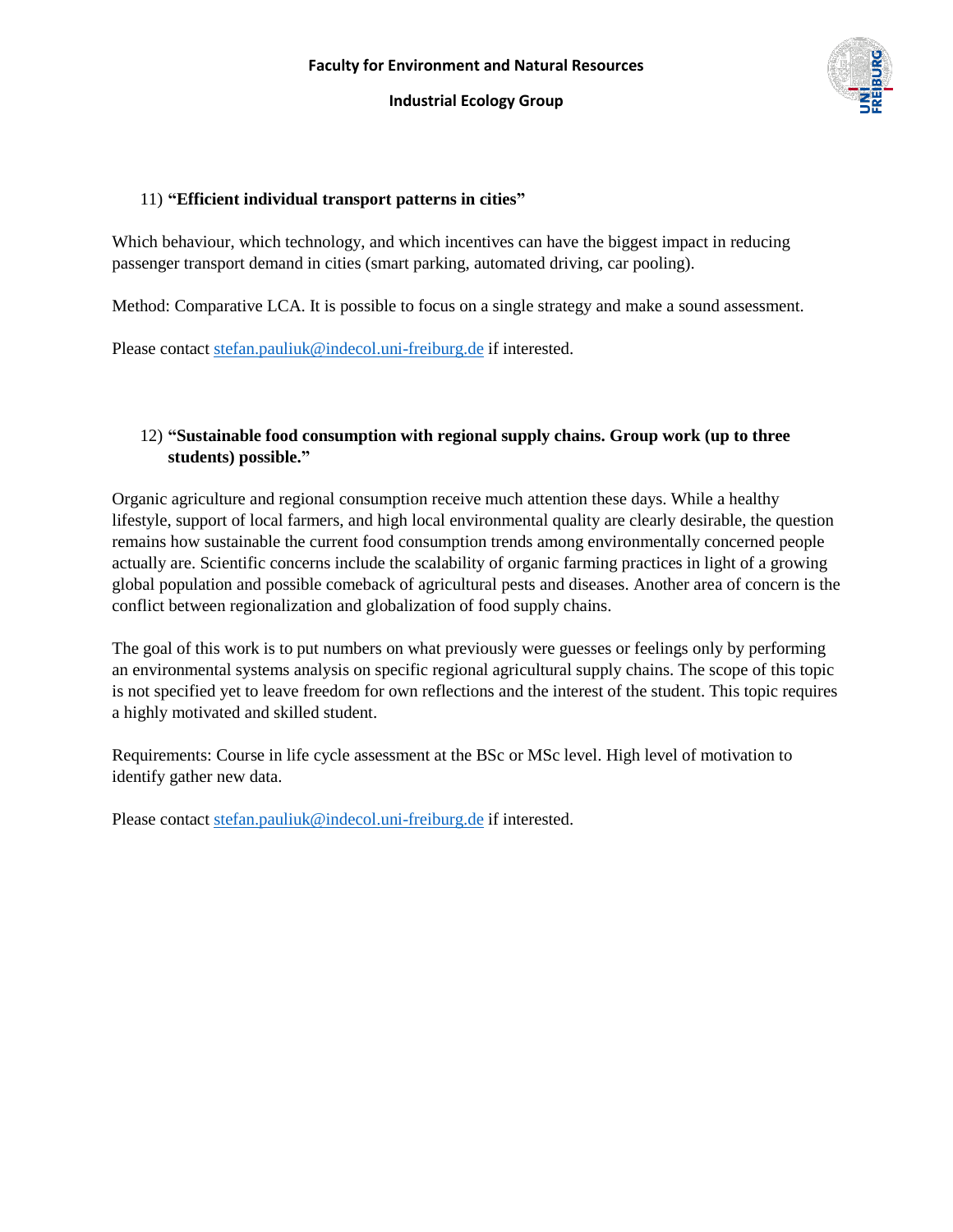11) **"Efficient individual transport patterns in cities"**

Which behaviour, which technology, and which incentives can have the biggest impact in reducing passenger transport demand in cities (smart parking, automated driving, car pooling).

Method: Comparative LCA. It is possible to focus on a single strategy and make a sound assessment.

Please contact stefan.pauliuk@indecol.uni-freiburg.de if interested.

12) **"Sustainable food consumption with regional supply chains. Group work (up to three students) possible."**

Organic agriculture and regional consumption receive much attention these days. While a healthy lifestyle, support of local farmers, and high local environmental quality are clearly desirable, the question remains how sustainable the current food consumption trends among environmentally concerned people actually are. Scientific concerns include the scalability of organic farming practices in light of a growing global population and possible comeback of agricultural pests and diseases. Another area of concern is the conflict between regionalization and globalization of food supply chains.

The goal of this work is to put numbers on what previously were guesses or feelings only by performing an environmental systems analysis on specific regional agricultural supply chains. The scope of this topic is not specified yet to leave freedom for own reflections and the interest of the student. This topic requires a highly motivated and skilled student.

Requirements: Course in life cycle assessment at the BSc or MSc level. High level of motivation to identify gather new data.

Please contact stefan.pauliuk@indecol.uni-freiburg.de if interested.